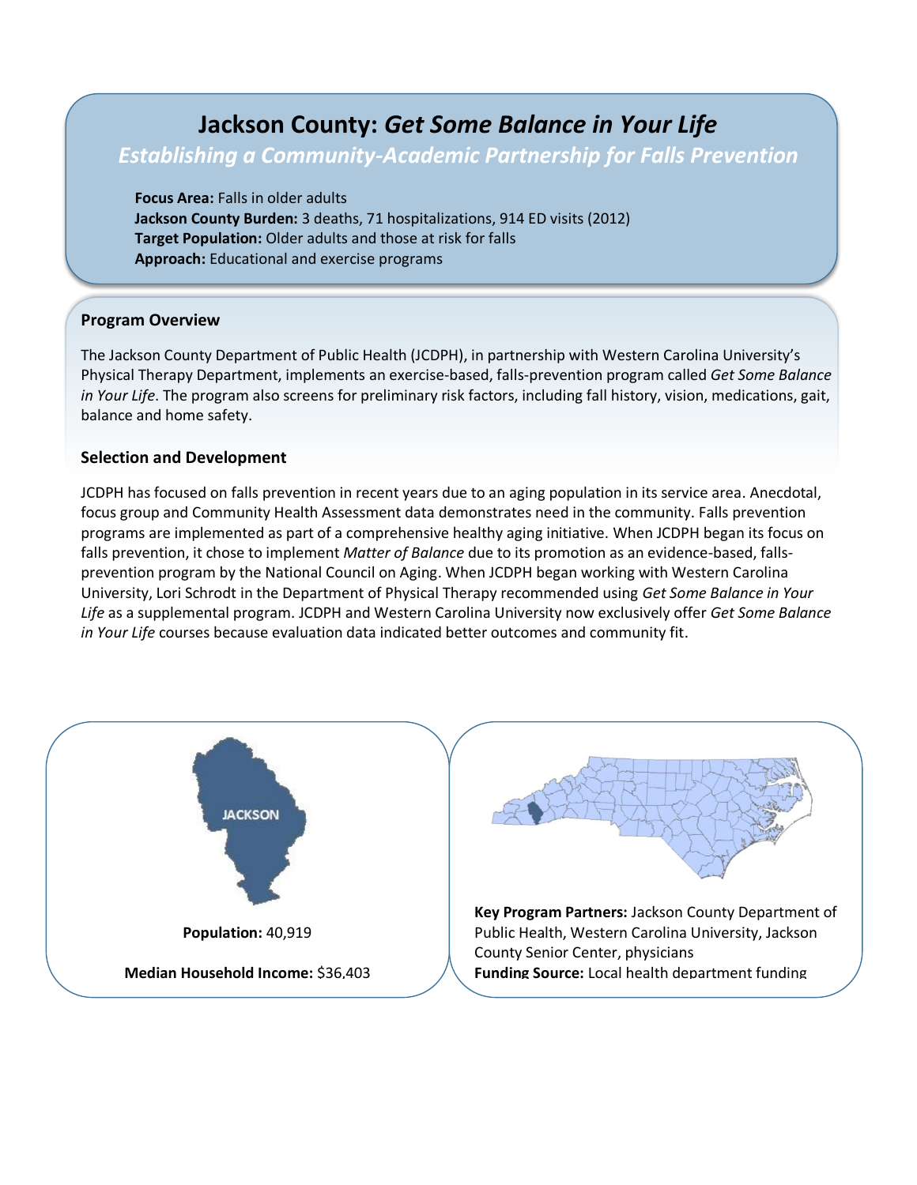# Jackson County: *Get Some Balance in Your Life*

## *Establishing a Community-Academic Partnership for Falls Prevention*

**Focus Area:** Falls in older adults
**Jackson County Burden:** 3 deaths, 71 hospitalizations, 914 ED visits (2012)
**Target Population:** Older adults and those at risk for falls
**Approach:** Educational and exercise programs

### Program Overview

The Jackson County Department of Public Health (JCDPH), in partnership with Western Carolina University's Physical Therapy Department, implements an exercise-based, falls-prevention program called *Get Some Balance in Your Life*. The program also screens for preliminary risk factors, including fall history, vision, medications, gait, balance and home safety.

### Selection and Development

JCDPH has focused on falls prevention in recent years due to an aging population in its service area. Anecdotal, focus group and Community Health Assessment data demonstrates need in the community. Falls prevention programs are implemented as part of a comprehensive healthy aging initiative. When JCDPH began its focus on falls prevention, it chose to implement *Matter of Balance* due to its promotion as an evidence-based, falls-prevention program by the National Council on Aging. When JCDPH began working with Western Carolina University, Lori Schrodt in the Department of Physical Therapy recommended using *Get Some Balance in Your Life* as a supplemental program. JCDPH and Western Carolina University now exclusively offer *Get Some Balance in Your Life* courses because evaluation data indicated better outcomes and community fit.

JACKSON

**Population:** 40,919

**Median Household Income:** $36,403

**Key Program Partners:** Jackson County Department of Public Health, Western Carolina University, Jackson County Senior Center, physicians
**Funding Source:** Local health department funding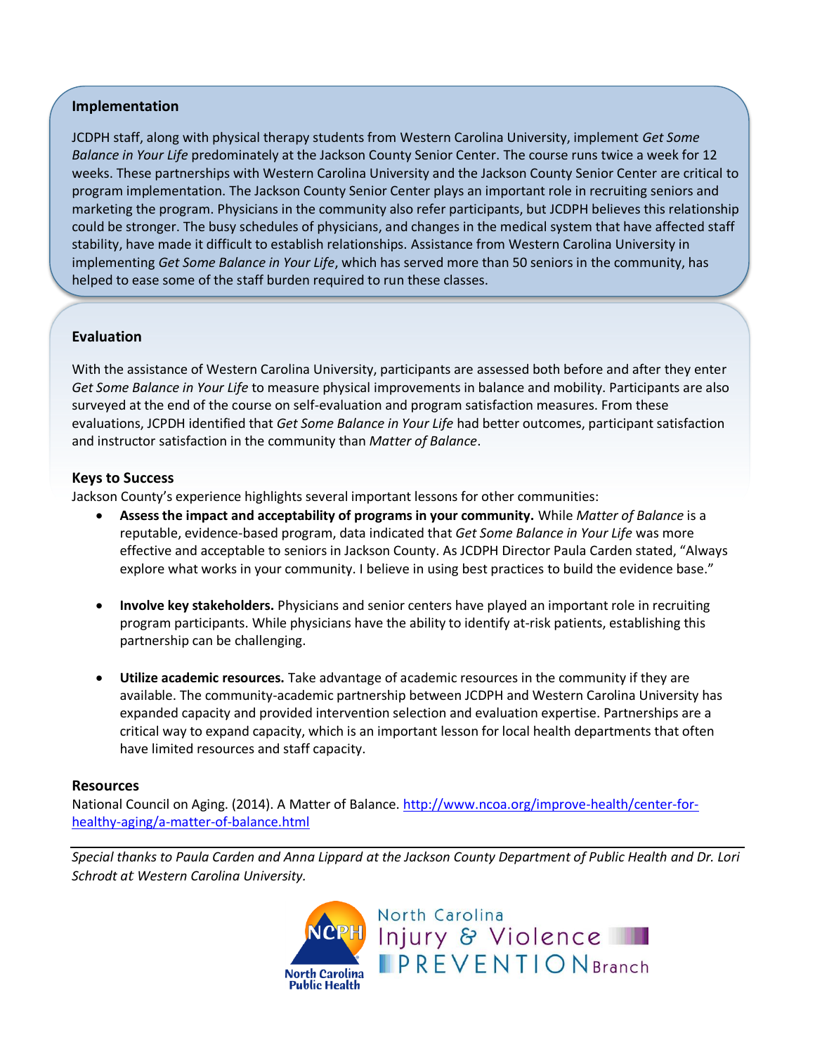## Implementation

JCDPH staff, along with physical therapy students from Western Carolina University, implement *Get Some Balance in Your Life* predominately at the Jackson County Senior Center. The course runs twice a week for 12 weeks. These partnerships with Western Carolina University and the Jackson County Senior Center are critical to program implementation. The Jackson County Senior Center plays an important role in recruiting seniors and marketing the program. Physicians in the community also refer participants, but JCDPH believes this relationship could be stronger. The busy schedules of physicians, and changes in the medical system that have affected staff stability, have made it difficult to establish relationships. Assistance from Western Carolina University in implementing *Get Some Balance in Your Life*, which has served more than 50 seniors in the community, has helped to ease some of the staff burden required to run these classes.

## Evaluation

With the assistance of Western Carolina University, participants are assessed both before and after they enter *Get Some Balance in Your Life* to measure physical improvements in balance and mobility. Participants are also surveyed at the end of the course on self-evaluation and program satisfaction measures. From these evaluations, JCPDH identified that *Get Some Balance in Your Life* had better outcomes, participant satisfaction and instructor satisfaction in the community than *Matter of Balance*.

## Keys to Success

Jackson County's experience highlights several important lessons for other communities:

- **Assess the impact and acceptability of programs in your community.** While *Matter of Balance* is a reputable, evidence-based program, data indicated that *Get Some Balance in Your Life* was more effective and acceptable to seniors in Jackson County. As JCDPH Director Paula Carden stated, "Always explore what works in your community. I believe in using best practices to build the evidence base."

- **Involve key stakeholders.** Physicians and senior centers have played an important role in recruiting program participants. While physicians have the ability to identify at-risk patients, establishing this partnership can be challenging.

- **Utilize academic resources.** Take advantage of academic resources in the community if they are available. The community-academic partnership between JCDPH and Western Carolina University has expanded capacity and provided intervention selection and evaluation expertise. Partnerships are a critical way to expand capacity, which is an important lesson for local health departments that often have limited resources and staff capacity.

## Resources

National Council on Aging. (2014). A Matter of Balance. [http://www.ncoa.org/improve-health/center-for-healthy-aging/a-matter-of-balance.html](http://www.ncoa.org/improve-health/center-for-healthy-aging/a-matter-of-balance.html)

---

*Special thanks to Paula Carden and Anna Lippard at the Jackson County Department of Public Health and Dr. Lori Schrodt at Western Carolina University.*

NCPH North Carolina Public Health

North Carolina Injury & Violence PREVENTION Branch